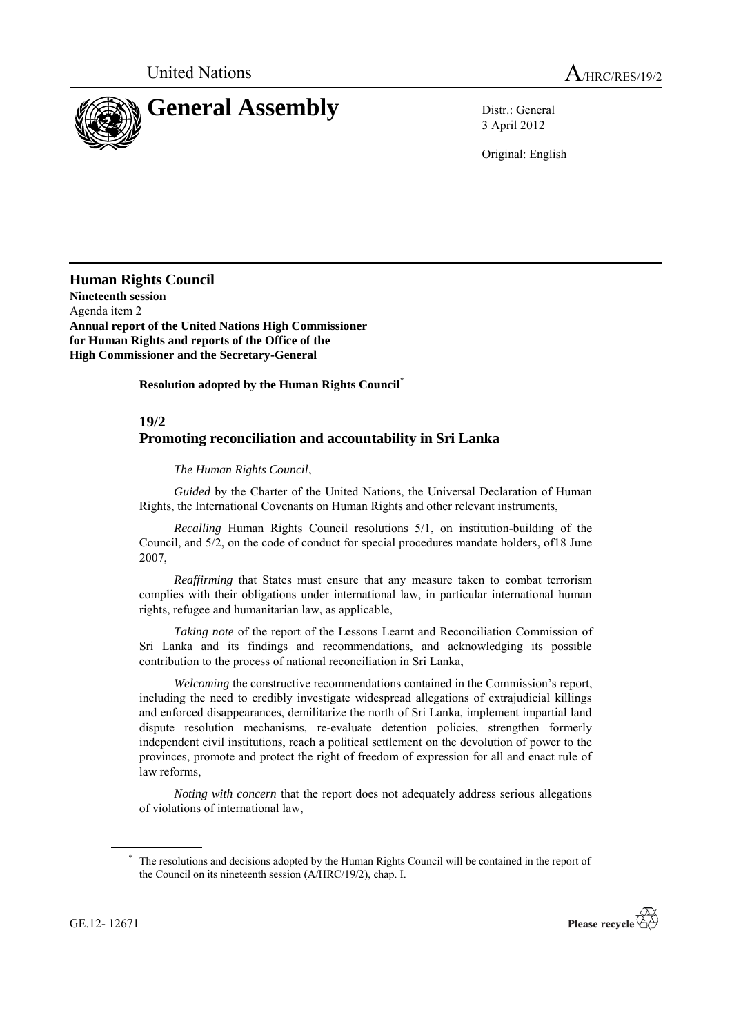United Nations

A/HRC/RES/19/2

# General Assembly

Distr.: General
3 April 2012

Original: English

## Human Rights Council

**Nineteenth session**
Agenda item 2
**Annual report of the United Nations High Commissioner for Human Rights and reports of the Office of the High Commissioner and the Secretary-General**

**Resolution adopted by the Human Rights Council***

### 19/2
### Promoting reconciliation and accountability in Sri Lanka

*The Human Rights Council*,

*Guided* by the Charter of the United Nations, the Universal Declaration of Human Rights, the International Covenants on Human Rights and other relevant instruments,

*Recalling* Human Rights Council resolutions 5/1, on institution-building of the Council, and 5/2, on the code of conduct for special procedures mandate holders, of18 June 2007,

*Reaffirming* that States must ensure that any measure taken to combat terrorism complies with their obligations under international law, in particular international human rights, refugee and humanitarian law, as applicable,

*Taking note* of the report of the Lessons Learnt and Reconciliation Commission of Sri Lanka and its findings and recommendations, and acknowledging its possible contribution to the process of national reconciliation in Sri Lanka,

*Welcoming* the constructive recommendations contained in the Commission's report, including the need to credibly investigate widespread allegations of extrajudicial killings and enforced disappearances, demilitarize the north of Sri Lanka, implement impartial land dispute resolution mechanisms, re-evaluate detention policies, strengthen formerly independent civil institutions, reach a political settlement on the devolution of power to the provinces, promote and protect the right of freedom of expression for all and enact rule of law reforms,

*Noting with concern* that the report does not adequately address serious allegations of violations of international law,

\* The resolutions and decisions adopted by the Human Rights Council will be contained in the report of the Council on its nineteenth session (A/HRC/19/2), chap. I.

GE.12- 12671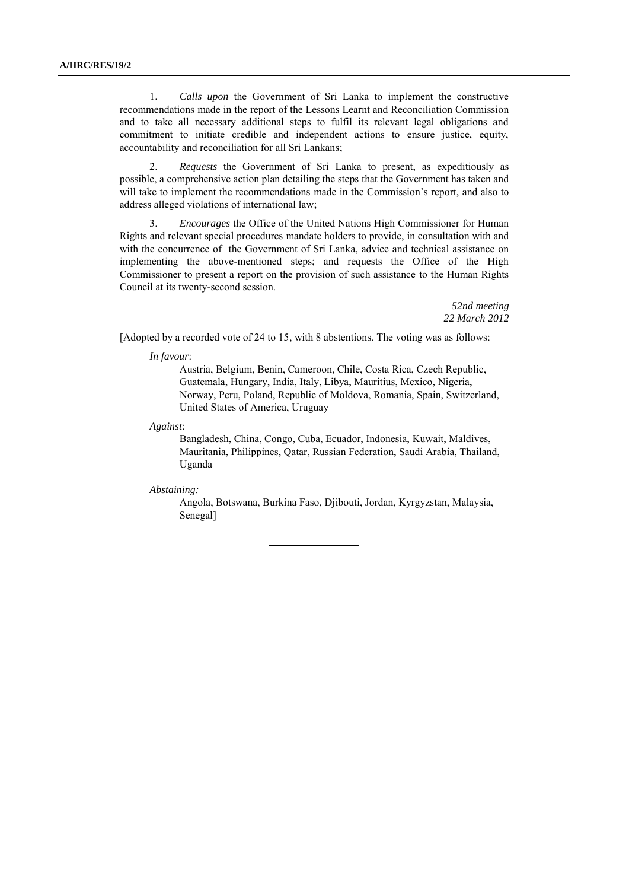1. *Calls upon* the Government of Sri Lanka to implement the constructive recommendations made in the report of the Lessons Learnt and Reconciliation Commission and to take all necessary additional steps to fulfil its relevant legal obligations and commitment to initiate credible and independent actions to ensure justice, equity, accountability and reconciliation for all Sri Lankans;

2. *Requests* the Government of Sri Lanka to present, as expeditiously as possible, a comprehensive action plan detailing the steps that the Government has taken and will take to implement the recommendations made in the Commission's report, and also to address alleged violations of international law;

3. *Encourages* the Office of the United Nations High Commissioner for Human Rights and relevant special procedures mandate holders to provide, in consultation with and with the concurrence of the Government of Sri Lanka, advice and technical assistance on implementing the above-mentioned steps; and requests the Office of the High Commissioner to present a report on the provision of such assistance to the Human Rights Council at its twenty-second session.

*52nd meeting*
*22 March 2012*

[Adopted by a recorded vote of 24 to 15, with 8 abstentions. The voting was as follows:

*In favour*:

Austria, Belgium, Benin, Cameroon, Chile, Costa Rica, Czech Republic, Guatemala, Hungary, India, Italy, Libya, Mauritius, Mexico, Nigeria, Norway, Peru, Poland, Republic of Moldova, Romania, Spain, Switzerland, United States of America, Uruguay

*Against*:

Bangladesh, China, Congo, Cuba, Ecuador, Indonesia, Kuwait, Maldives, Mauritania, Philippines, Qatar, Russian Federation, Saudi Arabia, Thailand, Uganda

*Abstaining:*

Angola, Botswana, Burkina Faso, Djibouti, Jordan, Kyrgyzstan, Malaysia, Senegal]